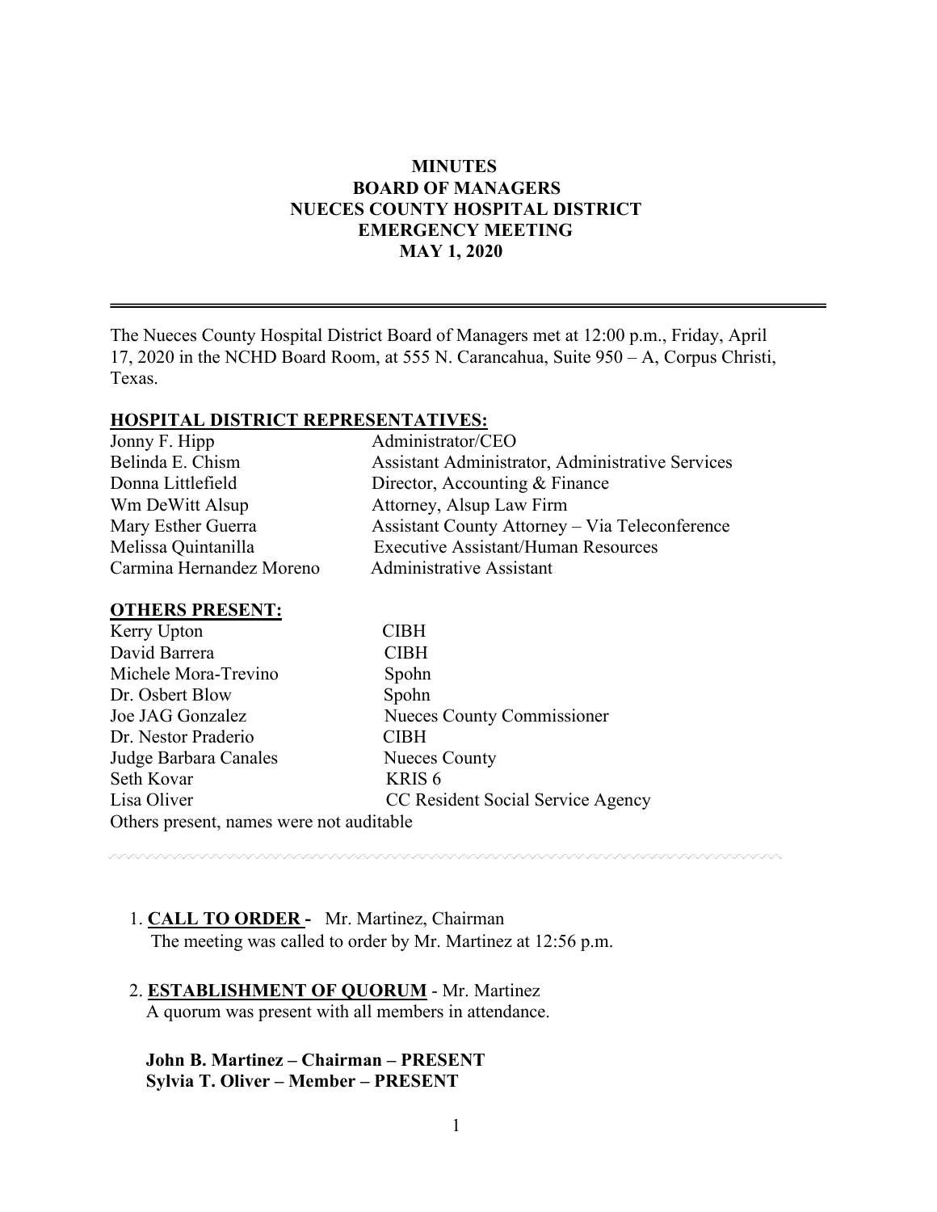**MINUTES**
**BOARD OF MANAGERS**
**NUECES COUNTY HOSPITAL DISTRICT**
**EMERGENCY MEETING**
**MAY 1, 2020**

---

The Nueces County Hospital District Board of Managers met at 12:00 p.m., Friday, April 17, 2020 in the NCHD Board Room, at 555 N. Carancahua, Suite 950 – A, Corpus Christi, Texas.

**HOSPITAL DISTRICT REPRESENTATIVES:**

| | |
|---|---|
| Jonny F. Hipp | Administrator/CEO |
| Belinda E. Chism | Assistant Administrator, Administrative Services |
| Donna Littlefield | Director, Accounting & Finance |
| Wm DeWitt Alsup | Attorney, Alsup Law Firm |
| Mary Esther Guerra | Assistant County Attorney – Via Teleconference |
| Melissa Quintanilla | Executive Assistant/Human Resources |
| Carmina Hernandez Moreno | Administrative Assistant |

**OTHERS PRESENT:**

| | |
|---|---|
| Kerry Upton | CIBH |
| David Barrera | CIBH |
| Michele Mora-Trevino | Spohn |
| Dr. Osbert Blow | Spohn |
| Joe JAG Gonzalez | Nueces County Commissioner |
| Dr. Nestor Praderio | CIBH |
| Judge Barbara Canales | Nueces County |
| Seth Kovar | KRIS 6 |
| Lisa Oliver | CC Resident Social Service Agency |

Others present, names were not auditable

1. **CALL TO ORDER -** Mr. Martinez, Chairman
   The meeting was called to order by Mr. Martinez at 12:56 p.m.

2. **ESTABLISHMENT OF QUORUM** - Mr. Martinez
   A quorum was present with all members in attendance.

   **John B. Martinez – Chairman – PRESENT**
   **Sylvia T. Oliver – Member – PRESENT**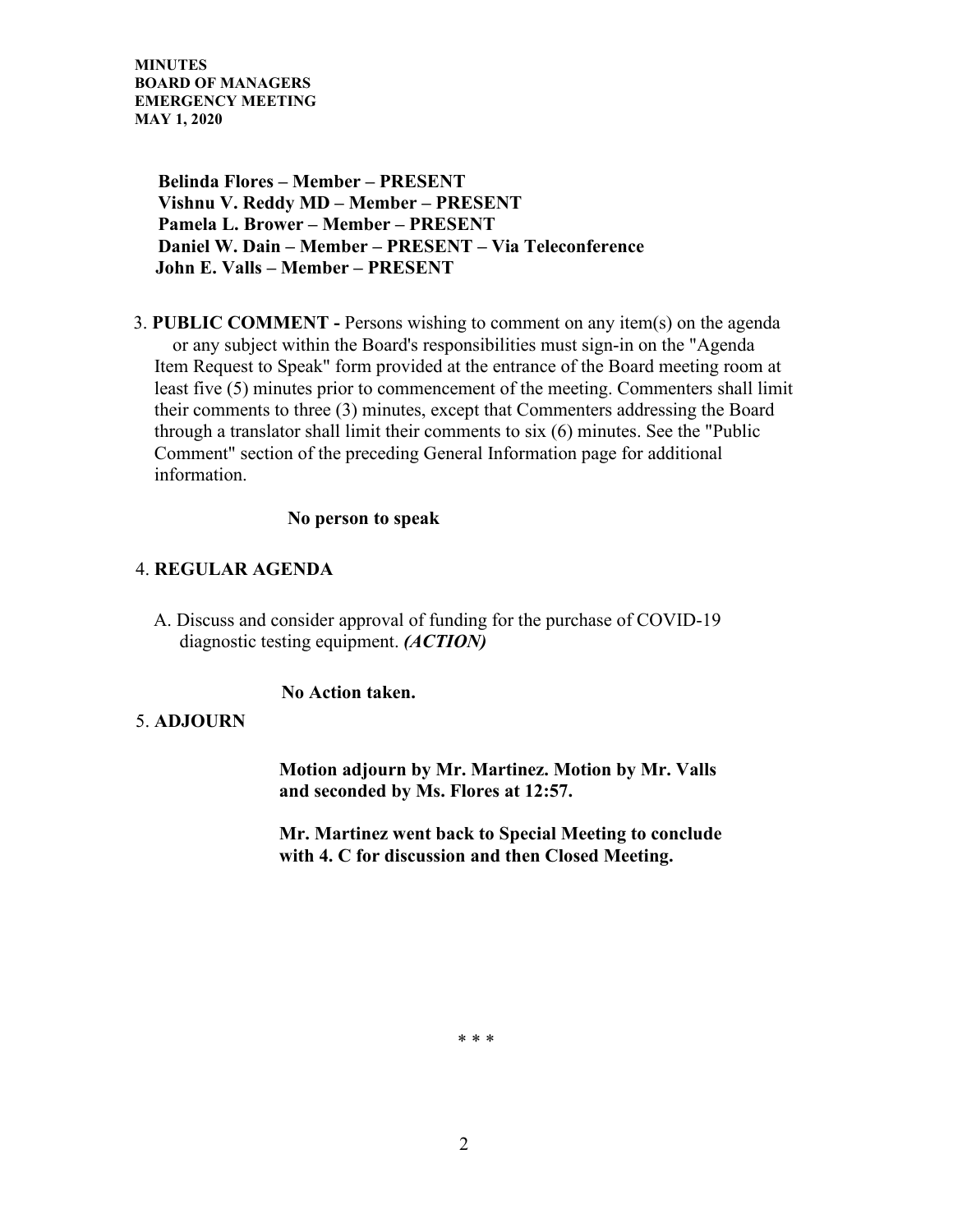**Belinda Flores – Member – PRESENT**
**Vishnu V. Reddy MD – Member – PRESENT**
**Pamela L. Brower – Member – PRESENT**
**Daniel W. Dain – Member – PRESENT – Via Teleconference**
**John E. Valls – Member – PRESENT**

3. **PUBLIC COMMENT -** Persons wishing to comment on any item(s) on the agenda or any subject within the Board's responsibilities must sign-in on the "Agenda Item Request to Speak" form provided at the entrance of the Board meeting room at least five (5) minutes prior to commencement of the meeting. Commenters shall limit their comments to three (3) minutes, except that Commenters addressing the Board through a translator shall limit their comments to six (6) minutes. See the "Public Comment" section of the preceding General Information page for additional information.

   **No person to speak**

4. **REGULAR AGENDA**

   A. Discuss and consider approval of funding for the purchase of COVID-19 diagnostic testing equipment. ***(ACTION)***

   **No Action taken.**

5. **ADJOURN**

   **Motion adjourn by Mr. Martinez. Motion by Mr. Valls and seconded by Ms. Flores at 12:57.**

   **Mr. Martinez went back to Special Meeting to conclude with 4. C for discussion and then Closed Meeting.**

\* \* \*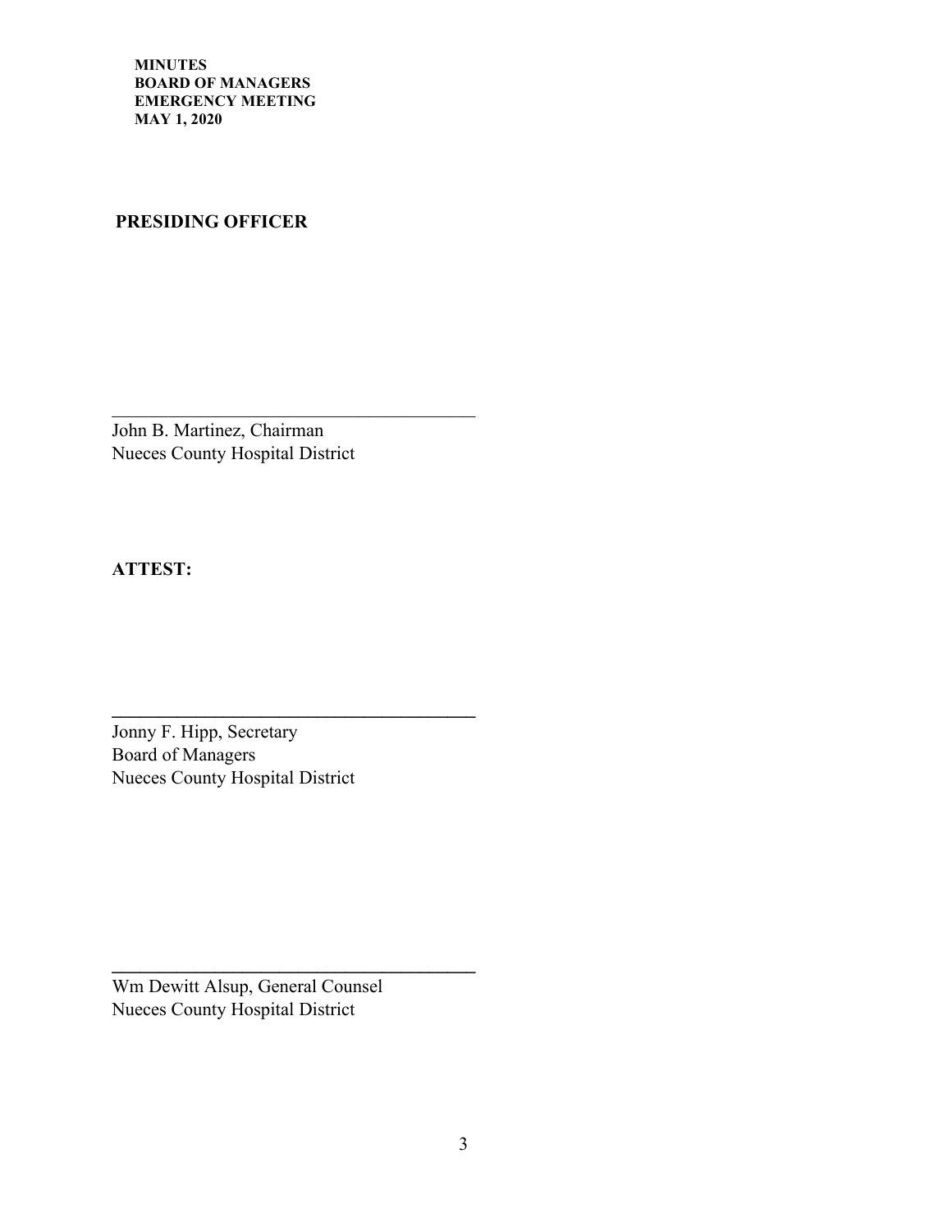**MINUTES**
**BOARD OF MANAGERS**
**EMERGENCY MEETING**
**MAY 1, 2020**

**PRESIDING OFFICER**

\_\_\_\_\_\_\_\_\_\_\_\_\_\_\_\_\_\_\_\_\_\_\_\_\_\_\_\_\_\_\_\_\_\_\_\_\_\_\_\_

John B. Martinez, Chairman
Nueces County Hospital District

**ATTEST:**

\_\_\_\_\_\_\_\_\_\_\_\_\_\_\_\_\_\_\_\_\_\_\_\_\_\_\_\_\_\_\_\_\_\_\_\_\_\_\_\_

Jonny F. Hipp, Secretary
Board of Managers
Nueces County Hospital District

\_\_\_\_\_\_\_\_\_\_\_\_\_\_\_\_\_\_\_\_\_\_\_\_\_\_\_\_\_\_\_\_\_\_\_\_\_\_\_\_

Wm Dewitt Alsup, General Counsel
Nueces County Hospital District